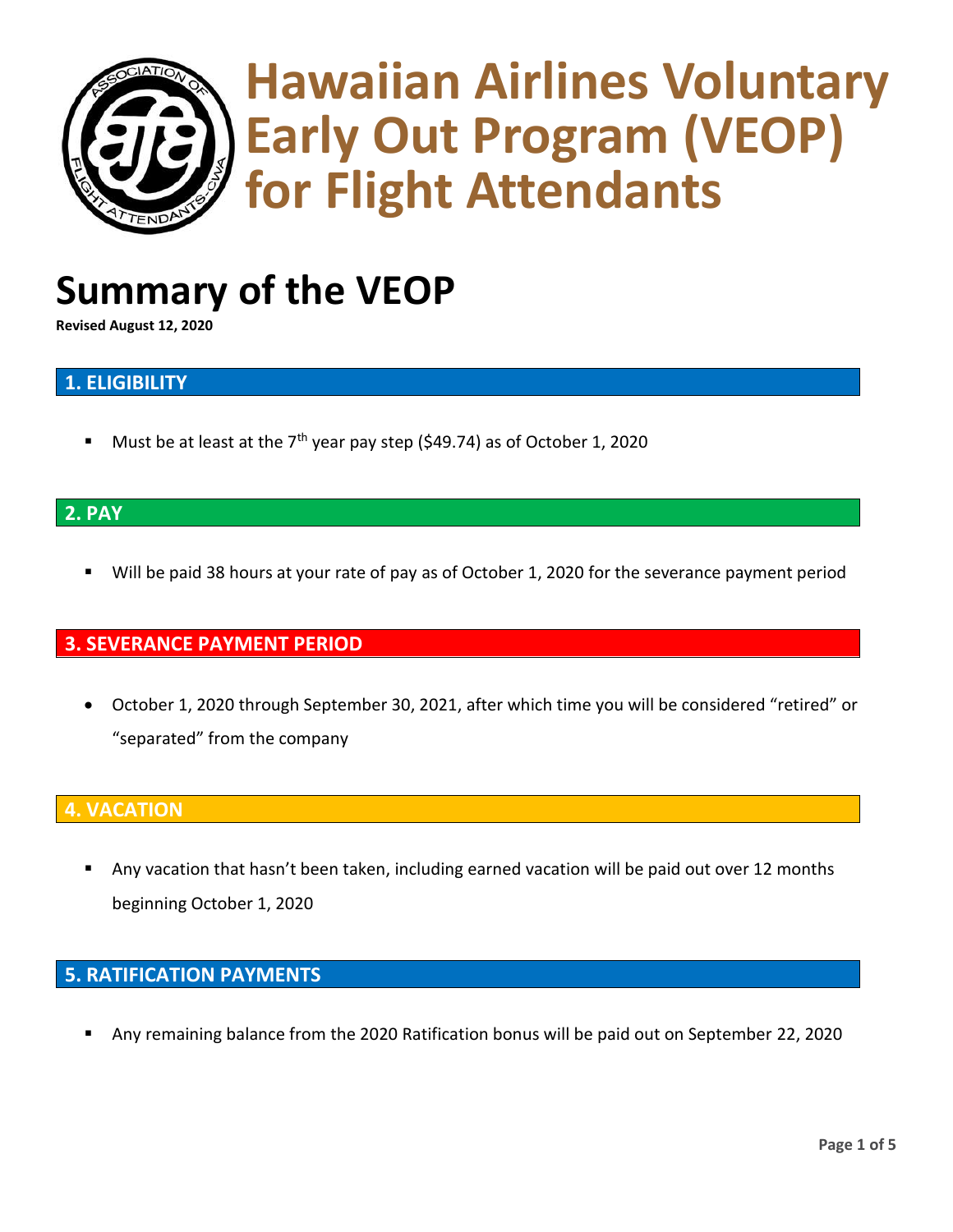# Hawaiian Airlines Voluntary Early Out Program (VEOP) for Flight Attendants

# Summary of the VEOP

**Revised August 12, 2020**

## 1. ELIGIBILITY

- Must be at least at the 7th year pay step ($49.74) as of October 1, 2020

## 2. PAY

- Will be paid 38 hours at your rate of pay as of October 1, 2020 for the severance payment period

## 3. SEVERANCE PAYMENT PERIOD

- October 1, 2020 through September 30, 2021, after which time you will be considered "retired" or "separated" from the company

## 4. VACATION

- Any vacation that hasn't been taken, including earned vacation will be paid out over 12 months beginning October 1, 2020

## 5. RATIFICATION PAYMENTS

- Any remaining balance from the 2020 Ratification bonus will be paid out on September 22, 2020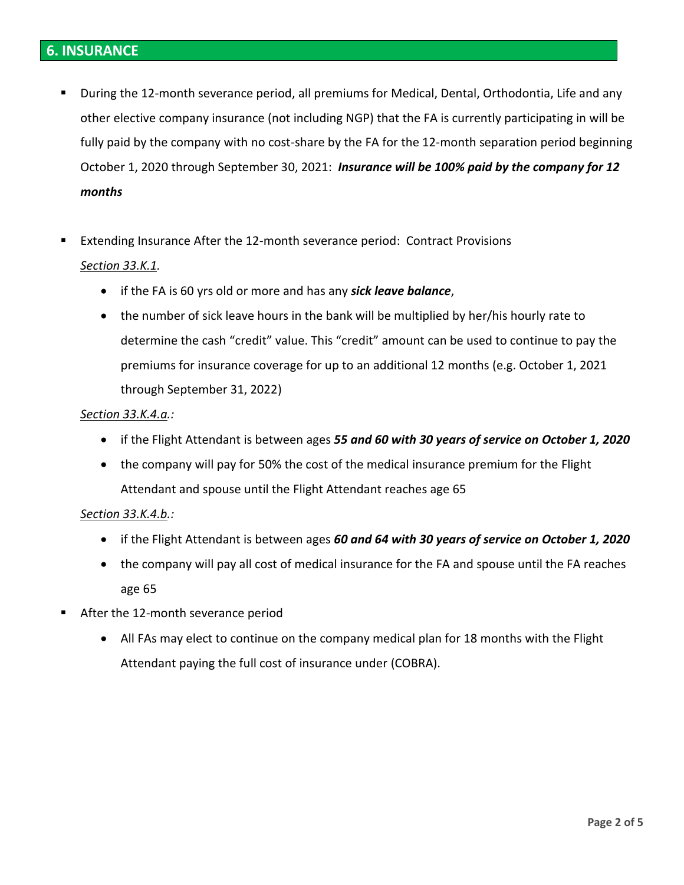## 6. INSURANCE

- During the 12-month severance period, all premiums for Medical, Dental, Orthodontia, Life and any other elective company insurance (not including NGP) that the FA is currently participating in will be fully paid by the company with no cost-share by the FA for the 12-month separation period beginning October 1, 2020 through September 30, 2021: ***Insurance will be 100% paid by the company for 12 months***

- Extending Insurance After the 12-month severance period: Contract Provisions

  <u>*Section 33.K.1.*</u>

  - if the FA is 60 yrs old or more and has any ***sick leave balance***,
  - the number of sick leave hours in the bank will be multiplied by her/his hourly rate to determine the cash "credit" value. This "credit" amount can be used to continue to pay the premiums for insurance coverage for up to an additional 12 months (e.g. October 1, 2021 through September 31, 2022)

  <u>*Section 33.K.4.a.:*</u>

  - if the Flight Attendant is between ages ***55 and 60 with 30 years of service on October 1, 2020***
  - the company will pay for 50% the cost of the medical insurance premium for the Flight Attendant and spouse until the Flight Attendant reaches age 65

  <u>*Section 33.K.4.b.:*</u>

  - if the Flight Attendant is between ages ***60 and 64 with 30 years of service on October 1, 2020***
  - the company will pay all cost of medical insurance for the FA and spouse until the FA reaches age 65

- After the 12-month severance period
  - All FAs may elect to continue on the company medical plan for 18 months with the Flight Attendant paying the full cost of insurance under (COBRA).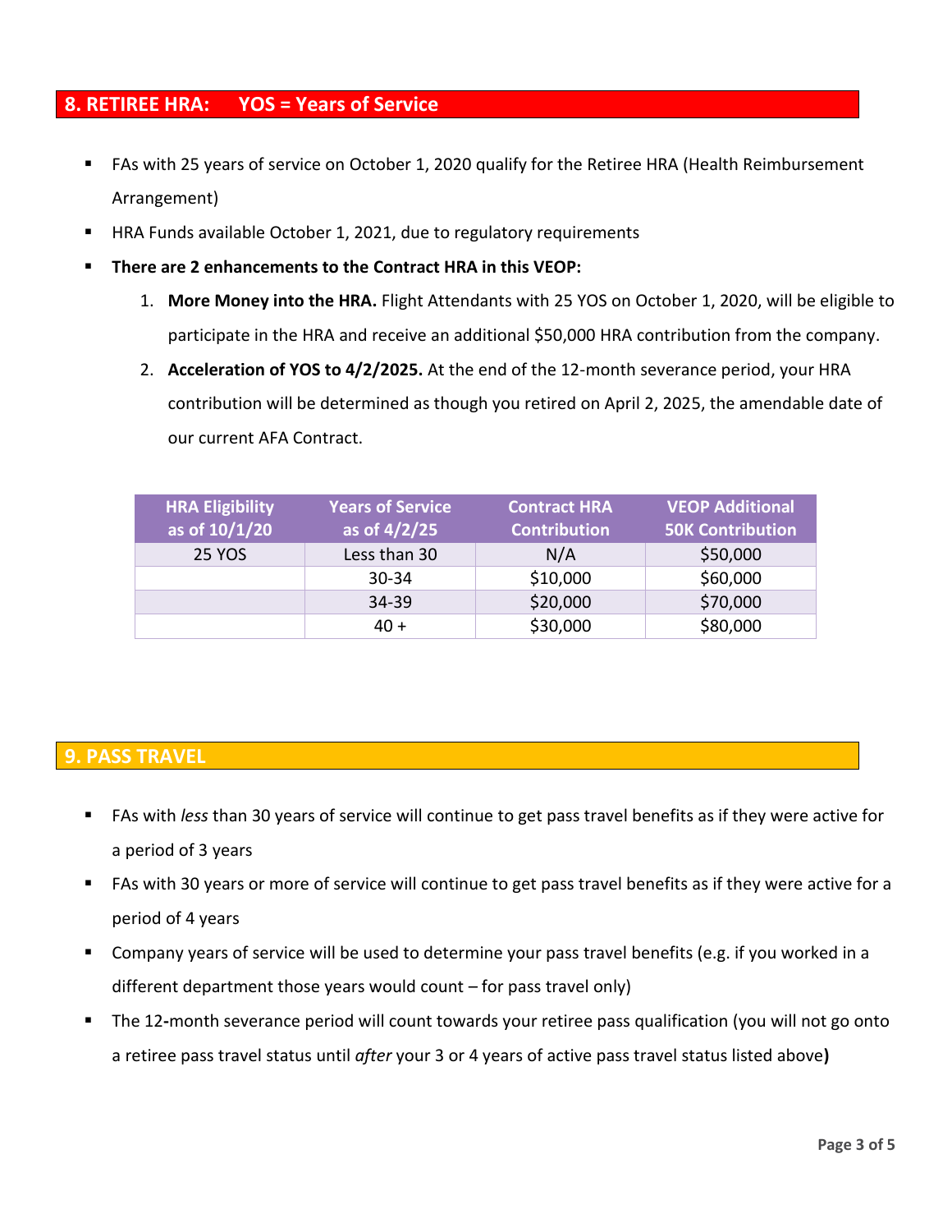## 8. RETIRE HRA: YOS = Years of Service

- FAs with 25 years of service on October 1, 2020 qualify for the Retiree HRA (Health Reimbursement Arrangement)
- HRA Funds available October 1, 2021, due to regulatory requirements
- **There are 2 enhancements to the Contract HRA in this VEOP:**
  1. **More Money into the HRA.** Flight Attendants with 25 YOS on October 1, 2020, will be eligible to participate in the HRA and receive an additional $50,000 HRA contribution from the company.
  2. **Acceleration of YOS to 4/2/2025.** At the end of the 12-month severance period, your HRA contribution will be determined as though you retired on April 2, 2025, the amendable date of our current AFA Contract.

| HRA Eligibility as of 10/1/20 | Years of Service as of 4/2/25 | Contract HRA Contribution | VEOP Additional 50K Contribution |
|---|---|---|---|
| 25 YOS | Less than 30 | N/A | $50,000 |
| | 30-34 | $10,000 | $60,000 |
| | 34-39 | $20,000 | $70,000 |
| | 40 + | $30,000 | $80,000 |

## 9. PASS TRAVEL

- FAs with *less* than 30 years of service will continue to get pass travel benefits as if they were active for a period of 3 years
- FAs with 30 years or more of service will continue to get pass travel benefits as if they were active for a period of 4 years
- Company years of service will be used to determine your pass travel benefits (e.g. if you worked in a different department those years would count – for pass travel only)
- The 12-month severance period will count towards your retiree pass qualification (you will not go onto a retiree pass travel status until *after* your 3 or 4 years of active pass travel status listed above)

## 8. RETIREE HRA: YOS = Years of Service

- FAs with 25 years of service on October 1, 2020 qualify for the Retiree HRA (Health Reimbursement Arrangement)
- HRA Funds available October 1, 2021, due to regulatory requirements
- **There are 2 enhancements to the Contract HRA in this VEOP:**
  1. **More Money into the HRA.** Flight Attendants with 25 YOS on October 1, 2020, will be eligible to participate in the HRA and receive an additional $50,000 HRA contribution from the company.
  2. **Acceleration of YOS to 4/2/2025.** At the end of the 12-month severance period, your HRA contribution will be determined as though you retired on April 2, 2025, the amendable date of our current AFA Contract.

| HRA Eligibility as of 10/1/20 | Years of Service as of 4/2/25 | Contract HRA Contribution | VEOP Additional 50K Contribution |
|---|---|---|---|
| 25 YOS | Less than 30 | N/A | $50,000 |
| | 30-34 | $10,000 | $60,000 |
| | 34-39 | $20,000 | $70,000 |
| | 40 + | $30,000 | $80,000 |

## 9. PASS TRAVEL

- FAs with *less* than 30 years of service will continue to get pass travel benefits as if they were active for a period of 3 years
- FAs with 30 years or more of service will continue to get pass travel benefits as if they were active for a period of 4 years
- Company years of service will be used to determine your pass travel benefits (e.g. if you worked in a different department those years would count – for pass travel only)
- The 12-month severance period will count towards your retiree pass qualification (you will not go onto a retiree pass travel status until *after* your 3 or 4 years of active pass travel status listed above)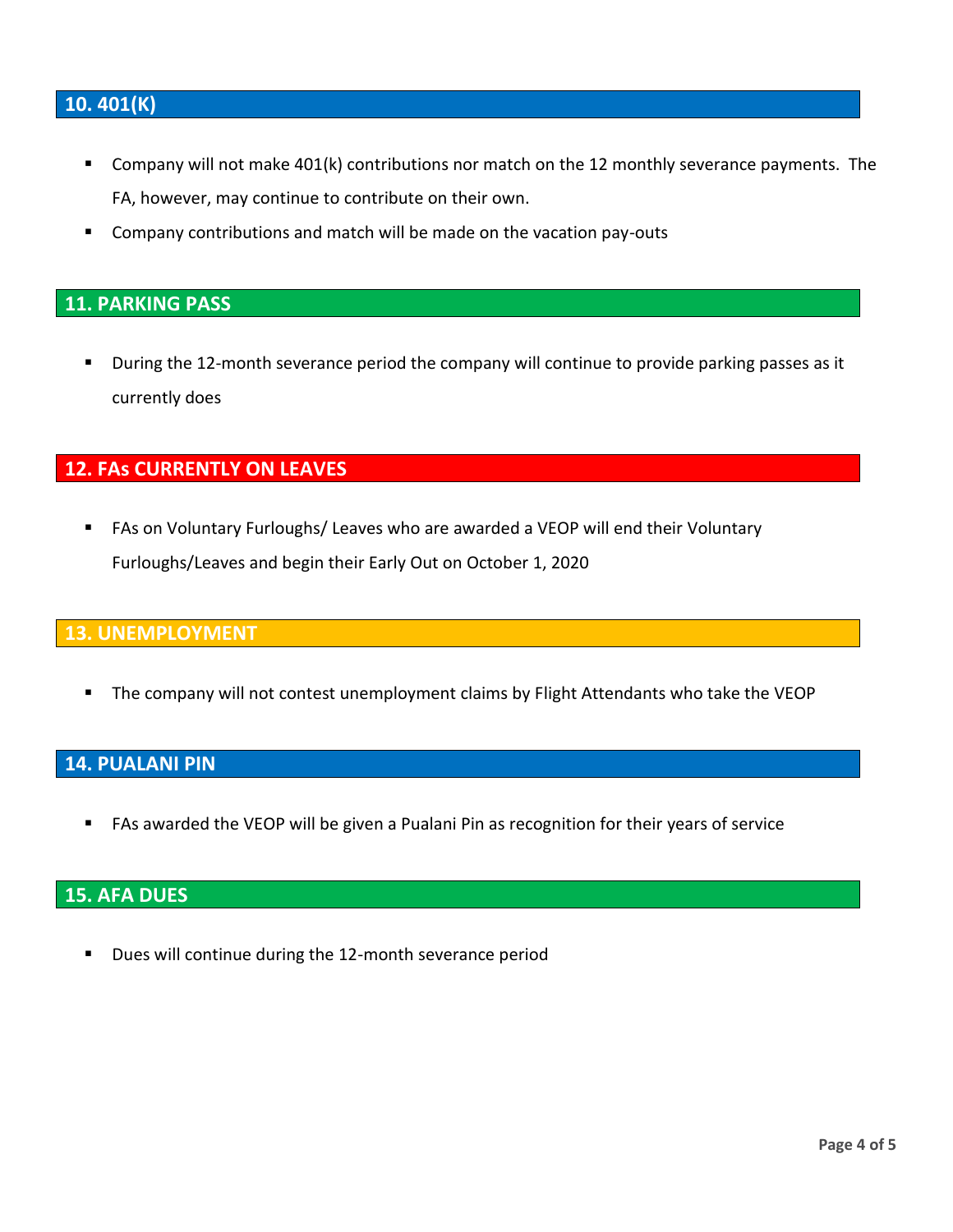## 10. 401(K)

- Company will not make 401(k) contributions nor match on the 12 monthly severance payments. The FA, however, may continue to contribute on their own.
- Company contributions and match will be made on the vacation pay-outs

## 11. PARKING PASS

- During the 12-month severance period the company will continue to provide parking passes as it currently does

## 12. FAs CURRENTLY ON LEAVES

- FAs on Voluntary Furloughs/ Leaves who are awarded a VEOP will end their Voluntary Furloughs/Leaves and begin their Early Out on October 1, 2020

## 13. UNEMPLOYMENT

- The company will not contest unemployment claims by Flight Attendants who take the VEOP

## 14. PUALANI PIN

- FAs awarded the VEOP will be given a Pualani Pin as recognition for their years of service

## 15. AFA DUES

- Dues will continue during the 12-month severance period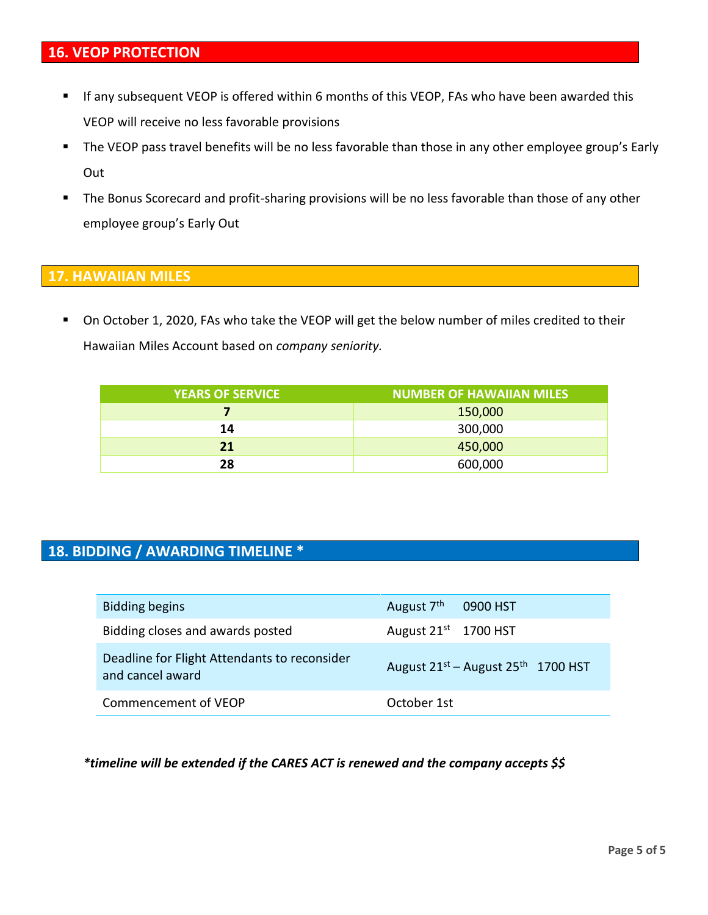## 16. VEOP PROTECTION

- If any subsequent VEOP is offered within 6 months of this VEOP, FAs who have been awarded this VEOP will receive no less favorable provisions
- The VEOP pass travel benefits will be no less favorable than those in any other employee group's Early Out
- The Bonus Scorecard and profit-sharing provisions will be no less favorable than those of any other employee group's Early Out

## 17. HAWAIIAN MILES

- On October 1, 2020, FAs who take the VEOP will get the below number of miles credited to their Hawaiian Miles Account based on *company seniority.*

| YEARS OF SERVICE | NUMBER OF HAWAIIAN MILES |
|---|---|
| **7** | 150,000 |
| **14** | 300,000 |
| **21** | 450,000 |
| **28** | 600,000 |

## 18. BIDDING / AWARDING TIMELINE *

| | |
|---|---|
| Bidding begins | August 7th 0900 HST |
| Bidding closes and awards posted | August 21st 1700 HST |
| Deadline for Flight Attendants to reconsider and cancel award | August 21st – August 25th 1700 HST |
| Commencement of VEOP | October 1st |

***timeline will be extended if the CARES ACT is renewed and the company accepts $$***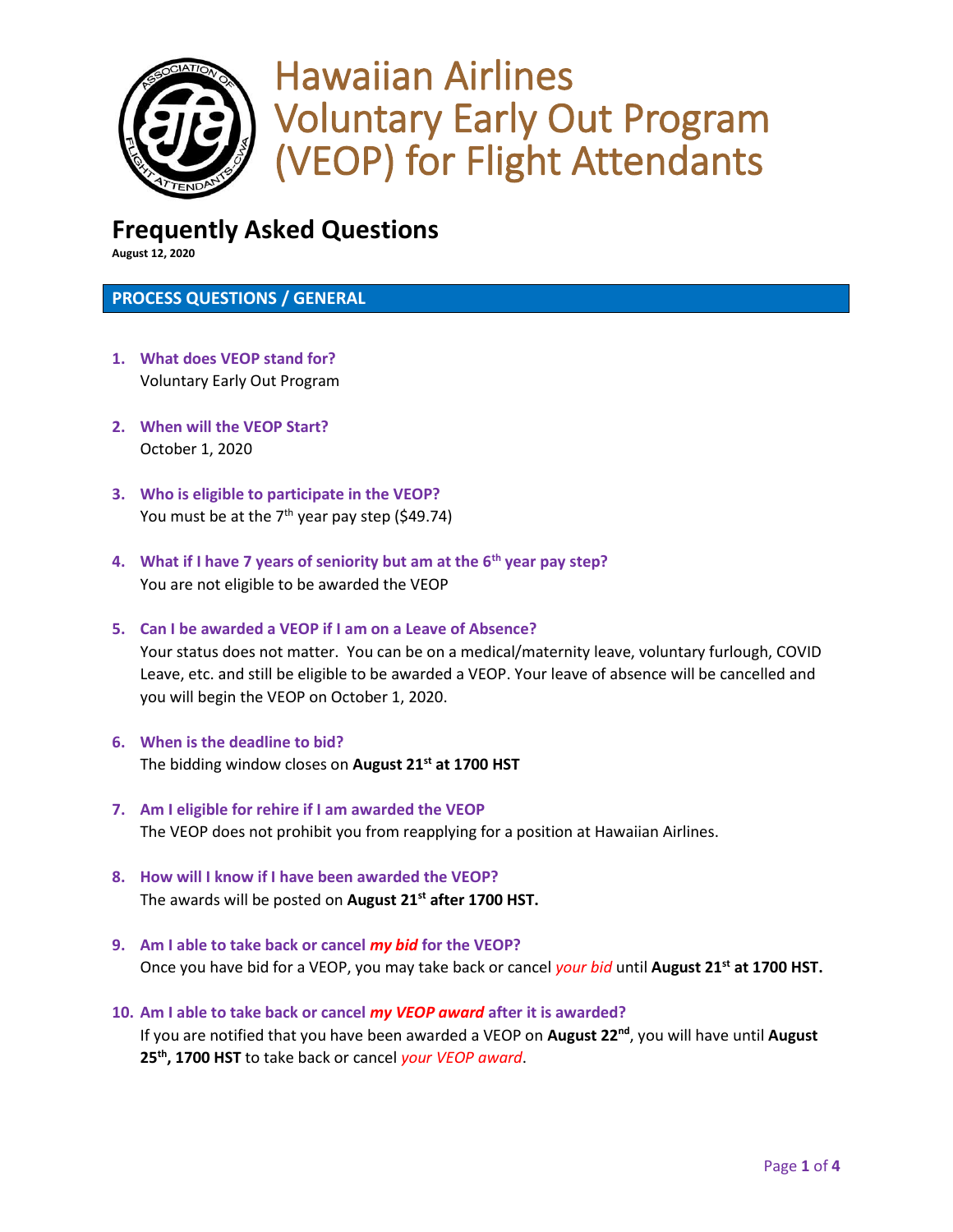# Hawaiian Airlines Voluntary Early Out Program (VEOP) for Flight Attendants

## Frequently Asked Questions

**August 12, 2020**

### PROCESS QUESTIONS / GENERAL

1. **What does VEOP stand for?**
   Voluntary Early Out Program

2. **When will the VEOP Start?**
   October 1, 2020

3. **Who is eligible to participate in the VEOP?**
   You must be at the 7th year pay step ($49.74)

4. **What if I have 7 years of seniority but am at the 6th year pay step?**
   You are not eligible to be awarded the VEOP

5. **Can I be awarded a VEOP if I am on a Leave of Absence?**
   Your status does not matter. You can be on a medical/maternity leave, voluntary furlough, COVID Leave, etc. and still be eligible to be awarded a VEOP. Your leave of absence will be cancelled and you will begin the VEOP on October 1, 2020.

6. **When is the deadline to bid?**
   The bidding window closes on **August 21st at 1700 HST**

7. **Am I eligible for rehire if I am awarded the VEOP**
   The VEOP does not prohibit you from reapplying for a position at Hawaiian Airlines.

8. **How will I know if I have been awarded the VEOP?**
   The awards will be posted on **August 21st after 1700 HST.**

9. **Am I able to take back or cancel *my bid* for the VEOP?**
   Once you have bid for a VEOP, you may take back or cancel *your bid* until **August 21st at 1700 HST.**

10. **Am I able to take back or cancel *my VEOP award* after it is awarded?**
    If you are notified that you have been awarded a VEOP on **August 22nd**, you will have until **August 25th, 1700 HST** to take back or cancel *your VEOP award*.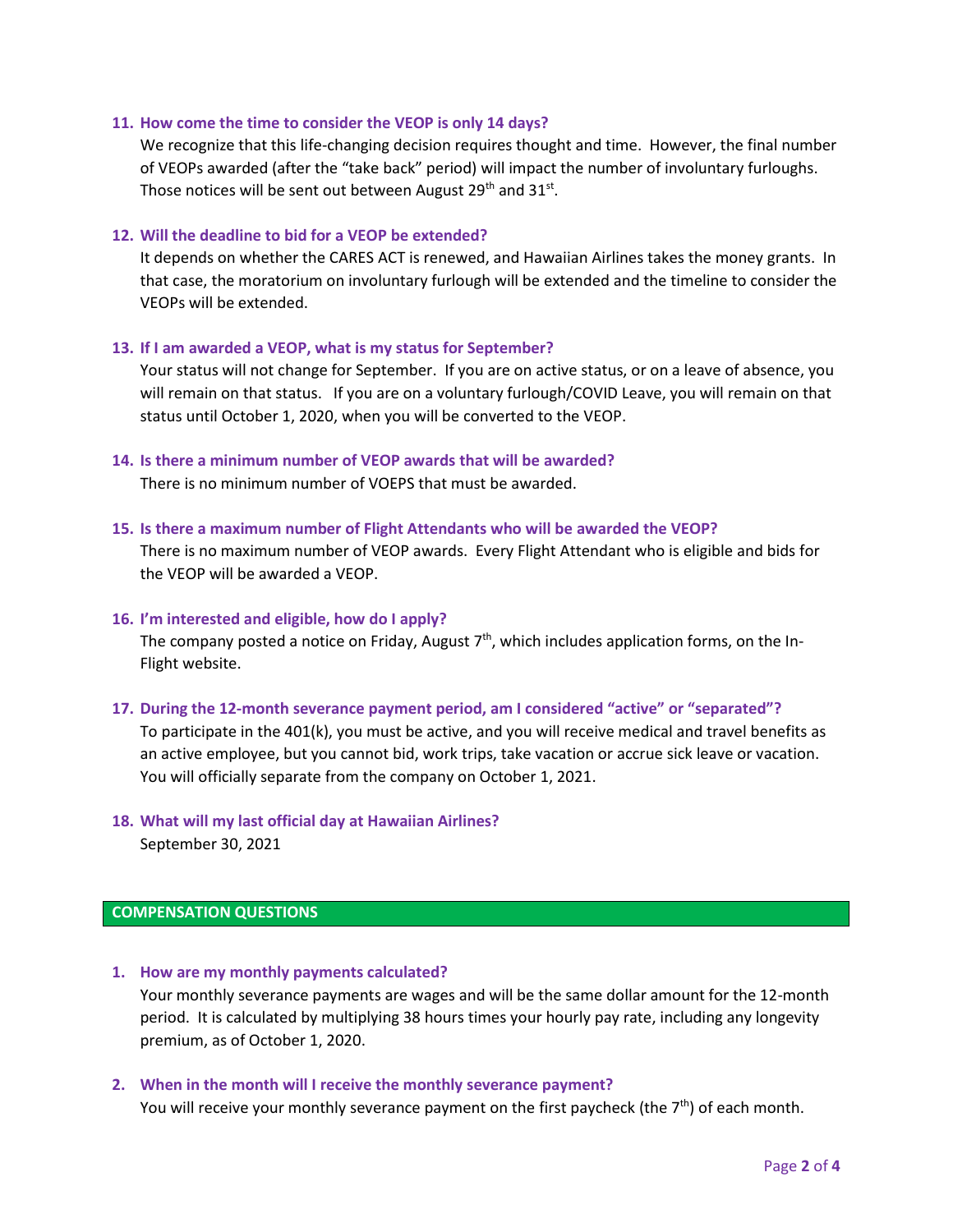11. **How come the time to consider the VEOP is only 14 days?**

    We recognize that this life-changing decision requires thought and time. However, the final number of VEOPs awarded (after the "take back" period) will impact the number of involuntary furloughs. Those notices will be sent out between August 29th and 31st.

12. **Will the deadline to bid for a VEOP be extended?**

    It depends on whether the CARES ACT is renewed, and Hawaiian Airlines takes the money grants. In that case, the moratorium on involuntary furlough will be extended and the timeline to consider the VEOPs will be extended.

13. **If I am awarded a VEOP, what is my status for September?**

    Your status will not change for September. If you are on active status, or on a leave of absence, you will remain on that status. If you are on a voluntary furlough/COVID Leave, you will remain on that status until October 1, 2020, when you will be converted to the VEOP.

14. **Is there a minimum number of VEOP awards that will be awarded?**

    There is no minimum number of VOEPS that must be awarded.

15. **Is there a maximum number of Flight Attendants who will be awarded the VEOP?**

    There is no maximum number of VEOP awards. Every Flight Attendant who is eligible and bids for the VEOP will be awarded a VEOP.

16. **I'm interested and eligible, how do I apply?**

    The company posted a notice on Friday, August 7th, which includes application forms, on the In-Flight website.

17. **During the 12-month severance payment period, am I considered "active" or "separated"?**

    To participate in the 401(k), you must be active, and you will receive medical and travel benefits as an active employee, but you cannot bid, work trips, take vacation or accrue sick leave or vacation. You will officially separate from the company on October 1, 2021.

18. **What will my last official day at Hawaiian Airlines?**

    September 30, 2021

## COMPENSATION QUESTIONS

1. **How are my monthly payments calculated?**

   Your monthly severance payments are wages and will be the same dollar amount for the 12-month period. It is calculated by multiplying 38 hours times your hourly pay rate, including any longevity premium, as of October 1, 2020.

2. **When in the month will I receive the monthly severance payment?**

   You will receive your monthly severance payment on the first paycheck (the 7th) of each month.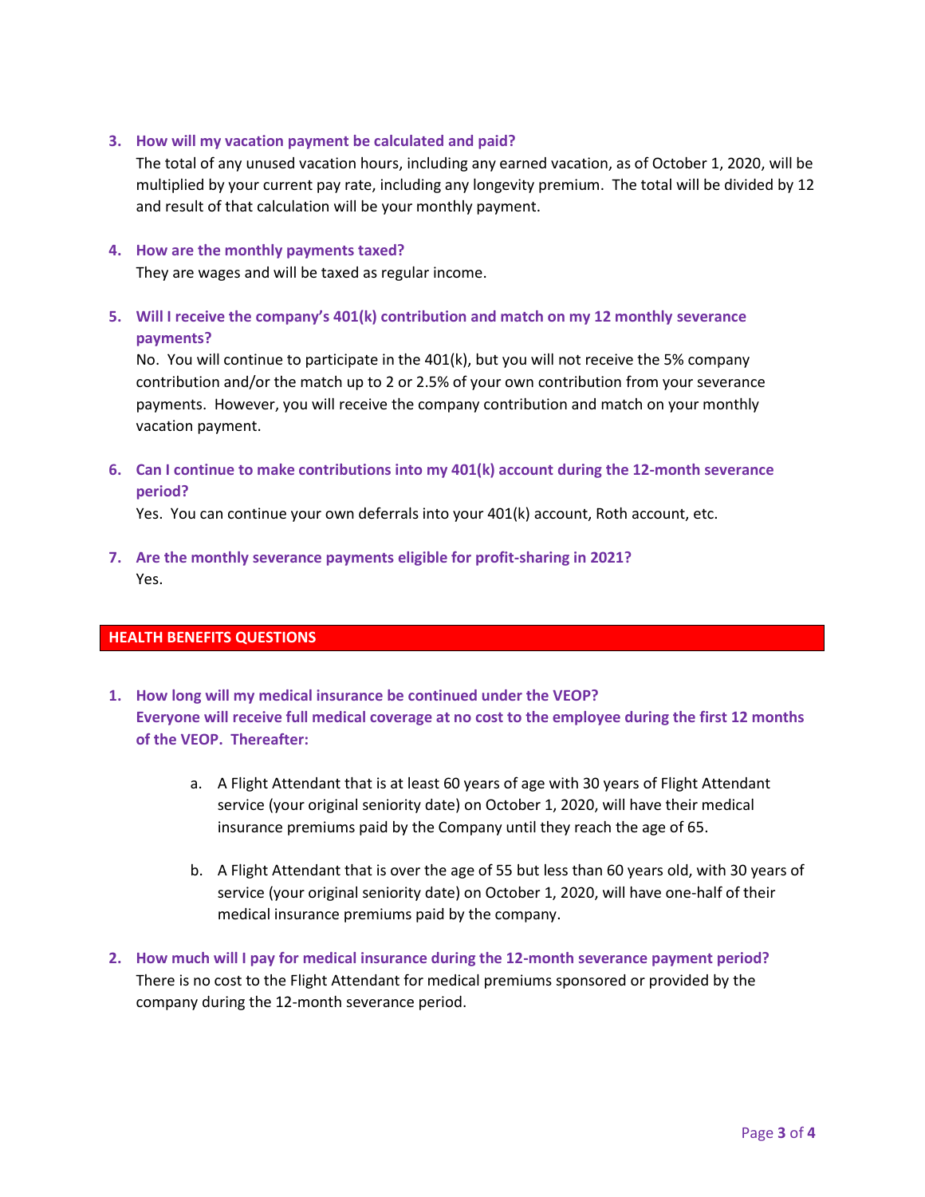3. **How will my vacation payment be calculated and paid?**
   The total of any unused vacation hours, including any earned vacation, as of October 1, 2020, will be multiplied by your current pay rate, including any longevity premium. The total will be divided by 12 and result of that calculation will be your monthly payment.

4. **How are the monthly payments taxed?**
   They are wages and will be taxed as regular income.

5. **Will I receive the company's 401(k) contribution and match on my 12 monthly severance payments?**
   No. You will continue to participate in the 401(k), but you will not receive the 5% company contribution and/or the match up to 2 or 2.5% of your own contribution from your severance payments. However, you will receive the company contribution and match on your monthly vacation payment.

6. **Can I continue to make contributions into my 401(k) account during the 12-month severance period?**
   Yes. You can continue your own deferrals into your 401(k) account, Roth account, etc.

7. **Are the monthly severance payments eligible for profit-sharing in 2021?**
   Yes.

## HEALTH BENEFITS QUESTIONS

1. **How long will my medical insurance be continued under the VEOP?**
   **Everyone will receive full medical coverage at no cost to the employee during the first 12 months of the VEOP. Thereafter:**

   a. A Flight Attendant that is at least 60 years of age with 30 years of Flight Attendant service (your original seniority date) on October 1, 2020, will have their medical insurance premiums paid by the Company until they reach the age of 65.

   b. A Flight Attendant that is over the age of 55 but less than 60 years old, with 30 years of service (your original seniority date) on October 1, 2020, will have one-half of their medical insurance premiums paid by the company.

2. **How much will I pay for medical insurance during the 12-month severance payment period?**
   There is no cost to the Flight Attendant for medical premiums sponsored or provided by the company during the 12-month severance period.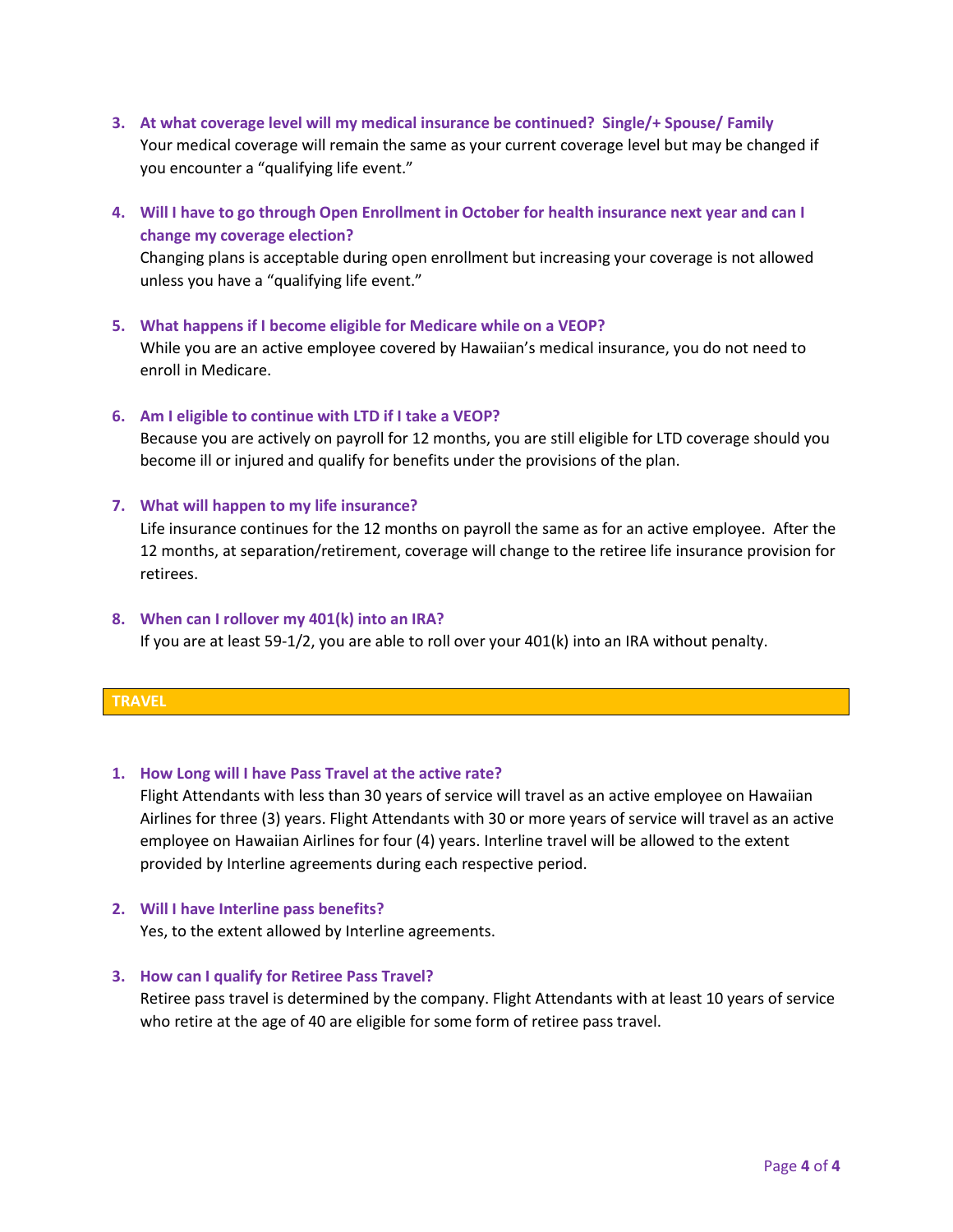3. **At what coverage level will my medical insurance be continued? Single/+ Spouse/ Family**
   Your medical coverage will remain the same as your current coverage level but may be changed if you encounter a "qualifying life event."

4. **Will I have to go through Open Enrollment in October for health insurance next year and can I change my coverage election?**
   Changing plans is acceptable during open enrollment but increasing your coverage is not allowed unless you have a "qualifying life event."

5. **What happens if I become eligible for Medicare while on a VEOP?**
   While you are an active employee covered by Hawaiian's medical insurance, you do not need to enroll in Medicare.

6. **Am I eligible to continue with LTD if I take a VEOP?**
   Because you are actively on payroll for 12 months, you are still eligible for LTD coverage should you become ill or injured and qualify for benefits under the provisions of the plan.

7. **What will happen to my life insurance?**
   Life insurance continues for the 12 months on payroll the same as for an active employee. After the 12 months, at separation/retirement, coverage will change to the retiree life insurance provision for retirees.

8. **When can I rollover my 401(k) into an IRA?**
   If you are at least 59-1/2, you are able to roll over your 401(k) into an IRA without penalty.

## TRAVEL

1. **How Long will I have Pass Travel at the active rate?**
   Flight Attendants with less than 30 years of service will travel as an active employee on Hawaiian Airlines for three (3) years. Flight Attendants with 30 or more years of service will travel as an active employee on Hawaiian Airlines for four (4) years. Interline travel will be allowed to the extent provided by Interline agreements during each respective period.

2. **Will I have Interline pass benefits?**
   Yes, to the extent allowed by Interline agreements.

3. **How can I qualify for Retiree Pass Travel?**
   Retiree pass travel is determined by the company. Flight Attendants with at least 10 years of service who retire at the age of 40 are eligible for some form of retiree pass travel.